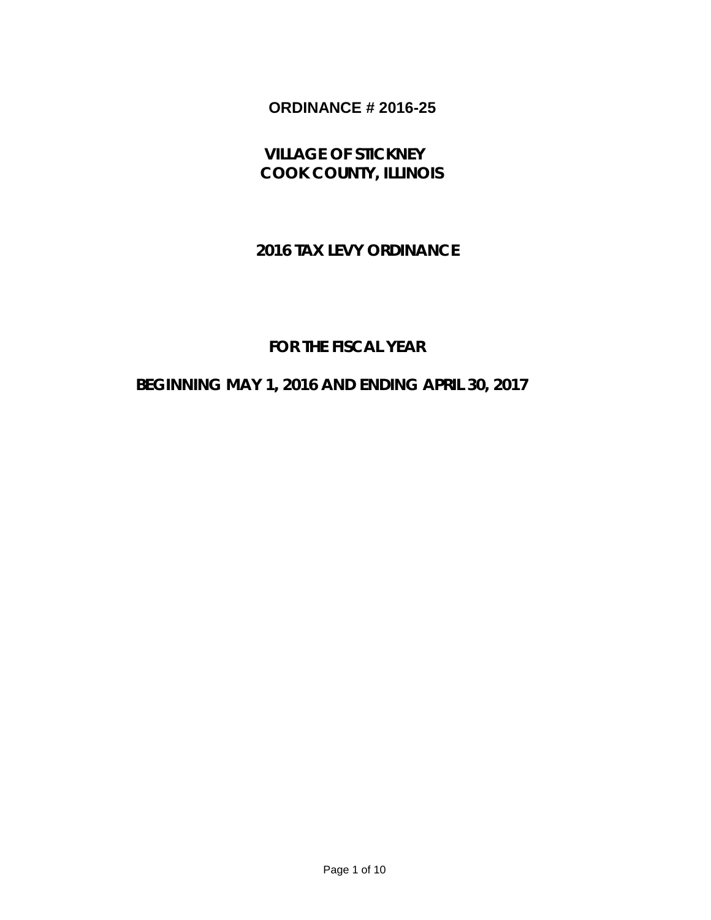# ORDINANCE # 2016-25

## VILLAGE OF STICKNEY
## COOK COUNTY, ILLINOIS

## 2016 TAX LEVY ORDINANCE

## FOR THE FISCAL YEAR

## BEGINNING MAY 1, 2016 AND ENDING APRIL 30, 2017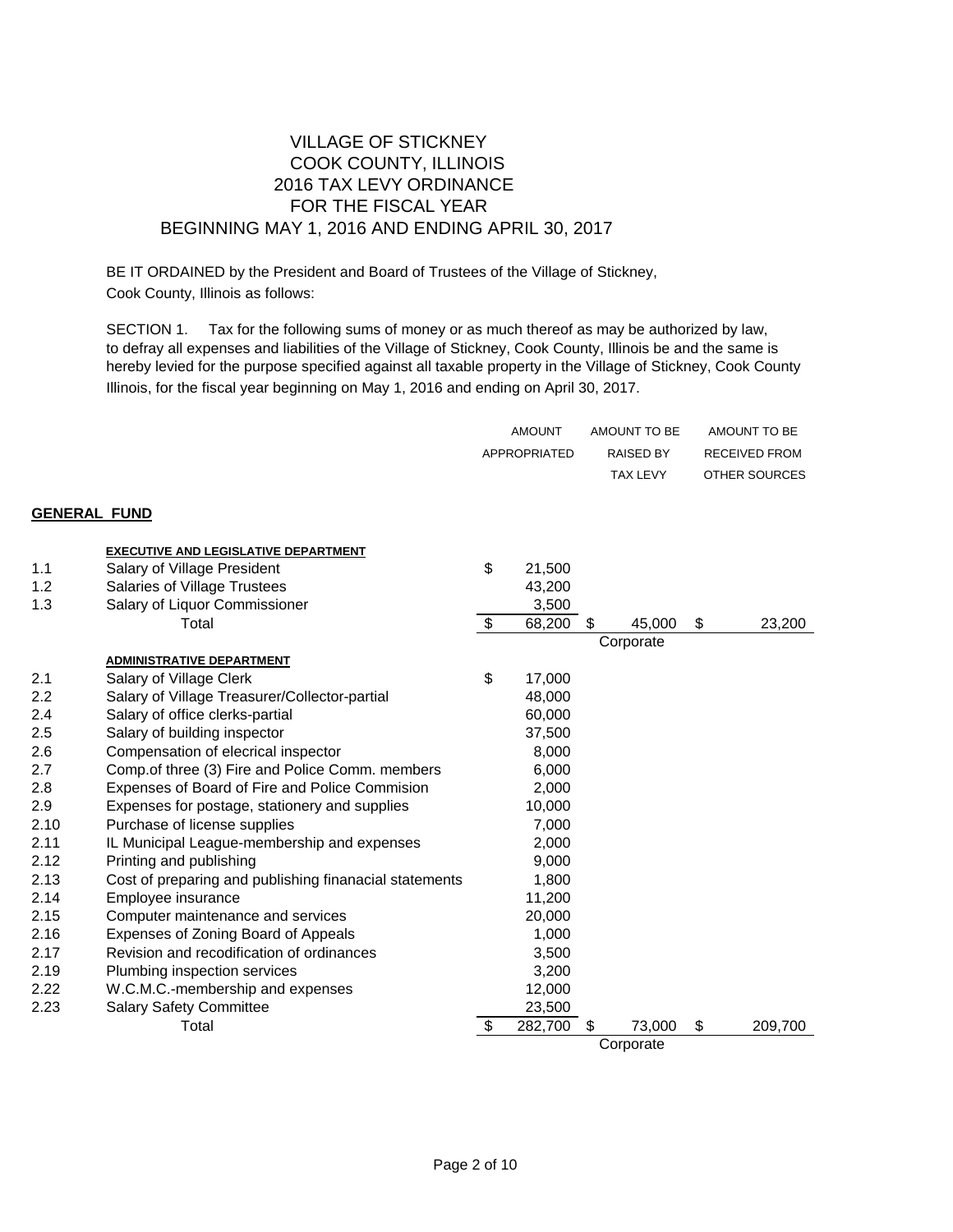# VILLAGE OF STICKNEY
## COOK COUNTY, ILLINOIS
## 2016 TAX LEVY ORDINANCE
## FOR THE FISCAL YEAR
## BEGINNING MAY 1, 2016 AND ENDING APRIL 30, 2017

BE IT ORDAINED by the President and Board of Trustees of the Village of Stickney, Cook County, Illinois as follows:

SECTION 1. Tax for the following sums of money or as much thereof as may be authorized by law, to defray all expenses and liabilities of the Village of Stickney, Cook County, Illinois be and the same is hereby levied for the purpose specified against all taxable property in the Village of Stickney, Cook County Illinois, for the fiscal year beginning on May 1, 2016 and ending on April 30, 2017.

| | | AMOUNT APPROPRIATED | AMOUNT TO BE RAISED BY TAX LEVY | AMOUNT TO BE RECEIVED FROM OTHER SOURCES |
|---|---|---|---|---|
| **GENERAL FUND** | | | | |
| | **EXECUTIVE AND LEGISLATIVE DEPARTMENT** | | | |
| 1.1 | Salary of Village President | $ 21,500 | | |
| 1.2 | Salaries of Village Trustees | 43,200 | | |
| 1.3 | Salary of Liquor Commissioner | 3,500 | | |
| | Total | $ 68,200 | $ 45,000 | $ 23,200 |
| | | | Corporate | |
| | **ADMINISTRATIVE DEPARTMENT** | | | |
| 2.1 | Salary of Village Clerk | $ 17,000 | | |
| 2.2 | Salary of Village Treasurer/Collector-partial | 48,000 | | |
| 2.4 | Salary of office clerks-partial | 60,000 | | |
| 2.5 | Salary of building inspector | 37,500 | | |
| 2.6 | Compensation of elecrical inspector | 8,000 | | |
| 2.7 | Comp.of three (3) Fire and Police Comm. members | 6,000 | | |
| 2.8 | Expenses of Board of Fire and Police Commision | 2,000 | | |
| 2.9 | Expenses for postage, stationery and supplies | 10,000 | | |
| 2.10 | Purchase of license supplies | 7,000 | | |
| 2.11 | IL Municipal League-membership and expenses | 2,000 | | |
| 2.12 | Printing and publishing | 9,000 | | |
| 2.13 | Cost of preparing and publishing finanacial statements | 1,800 | | |
| 2.14 | Employee insurance | 11,200 | | |
| 2.15 | Computer maintenance and services | 20,000 | | |
| 2.16 | Expenses of Zoning Board of Appeals | 1,000 | | |
| 2.17 | Revision and recodification of ordinances | 3,500 | | |
| 2.19 | Plumbing inspection services | 3,200 | | |
| 2.22 | W.C.M.C.-membership and expenses | 12,000 | | |
| 2.23 | Salary Safety Committee | 23,500 | | |
| | Total | $ 282,700 | $ 73,000 | $ 209,700 |
| | | | Corporate | |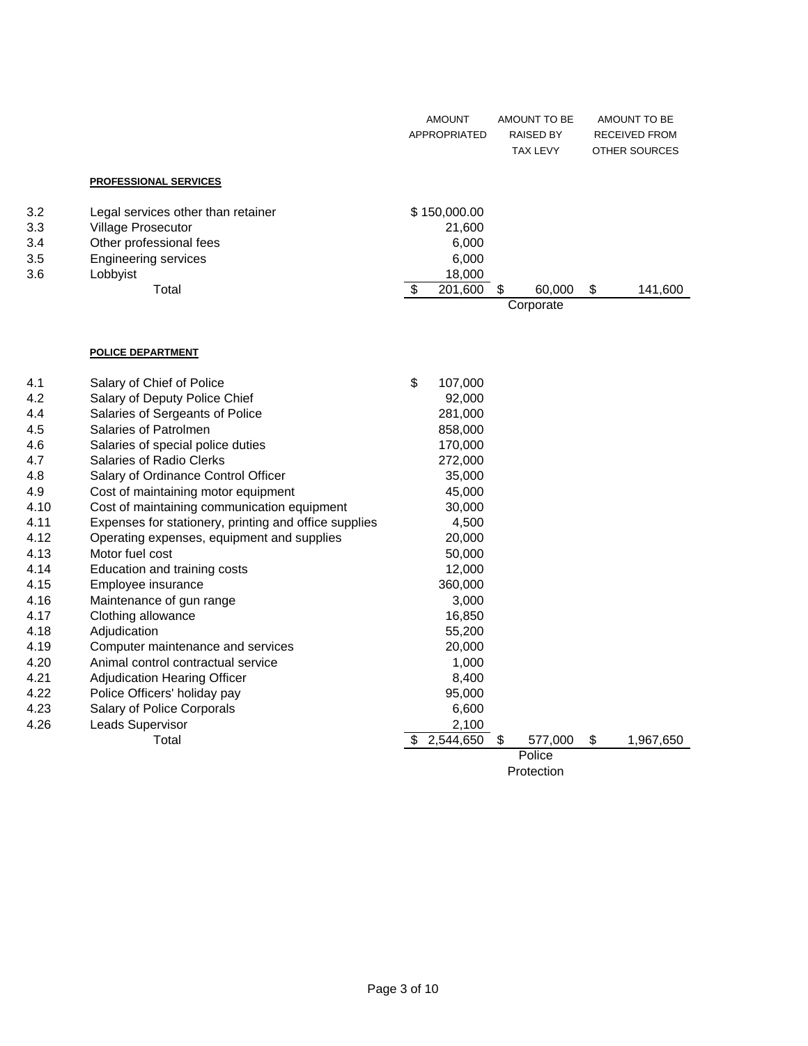| | | AMOUNT APPROPRIATED | AMOUNT TO BE RAISED BY TAX LEVY | AMOUNT TO BE RECEIVED FROM OTHER SOURCES |
|---|---|---|---|---|
| | **PROFESSIONAL SERVICES** | | | |
| 3.2 | Legal services other than retainer | $ 150,000.00 | | |
| 3.3 | Village Prosecutor | 21,600 | | |
| 3.4 | Other professional fees | 6,000 | | |
| 3.5 | Engineering services | 6,000 | | |
| 3.6 | Lobbyist | 18,000 | | |
| | Total | $ 201,600 | $ 60,000 | $ 141,600 |
| | | | Corporate | |
| | **POLICE DEPARTMENT** | | | |
| 4.1 | Salary of Chief of Police | $ 107,000 | | |
| 4.2 | Salary of Deputy Police Chief | 92,000 | | |
| 4.4 | Salaries of Sergeants of Police | 281,000 | | |
| 4.5 | Salaries of Patrolmen | 858,000 | | |
| 4.6 | Salaries of special police duties | 170,000 | | |
| 4.7 | Salaries of Radio Clerks | 272,000 | | |
| 4.8 | Salary of Ordinance Control Officer | 35,000 | | |
| 4.9 | Cost of maintaining motor equipment | 45,000 | | |
| 4.10 | Cost of maintaining communication equipment | 30,000 | | |
| 4.11 | Expenses for stationery, printing and office supplies | 4,500 | | |
| 4.12 | Operating expenses, equipment and supplies | 20,000 | | |
| 4.13 | Motor fuel cost | 50,000 | | |
| 4.14 | Education and training costs | 12,000 | | |
| 4.15 | Employee insurance | 360,000 | | |
| 4.16 | Maintenance of gun range | 3,000 | | |
| 4.17 | Clothing allowance | 16,850 | | |
| 4.18 | Adjudication | 55,200 | | |
| 4.19 | Computer maintenance and services | 20,000 | | |
| 4.20 | Animal control contractual service | 1,000 | | |
| 4.21 | Adjudication Hearing Officer | 8,400 | | |
| 4.22 | Police Officers' holiday pay | 95,000 | | |
| 4.23 | Salary of Police Corporals | 6,600 | | |
| 4.26 | Leads Supervisor | 2,100 | | |
| | Total | $ 2,544,650 | $ 577,000 | $ 1,967,650 |
| | | | Police Protection | |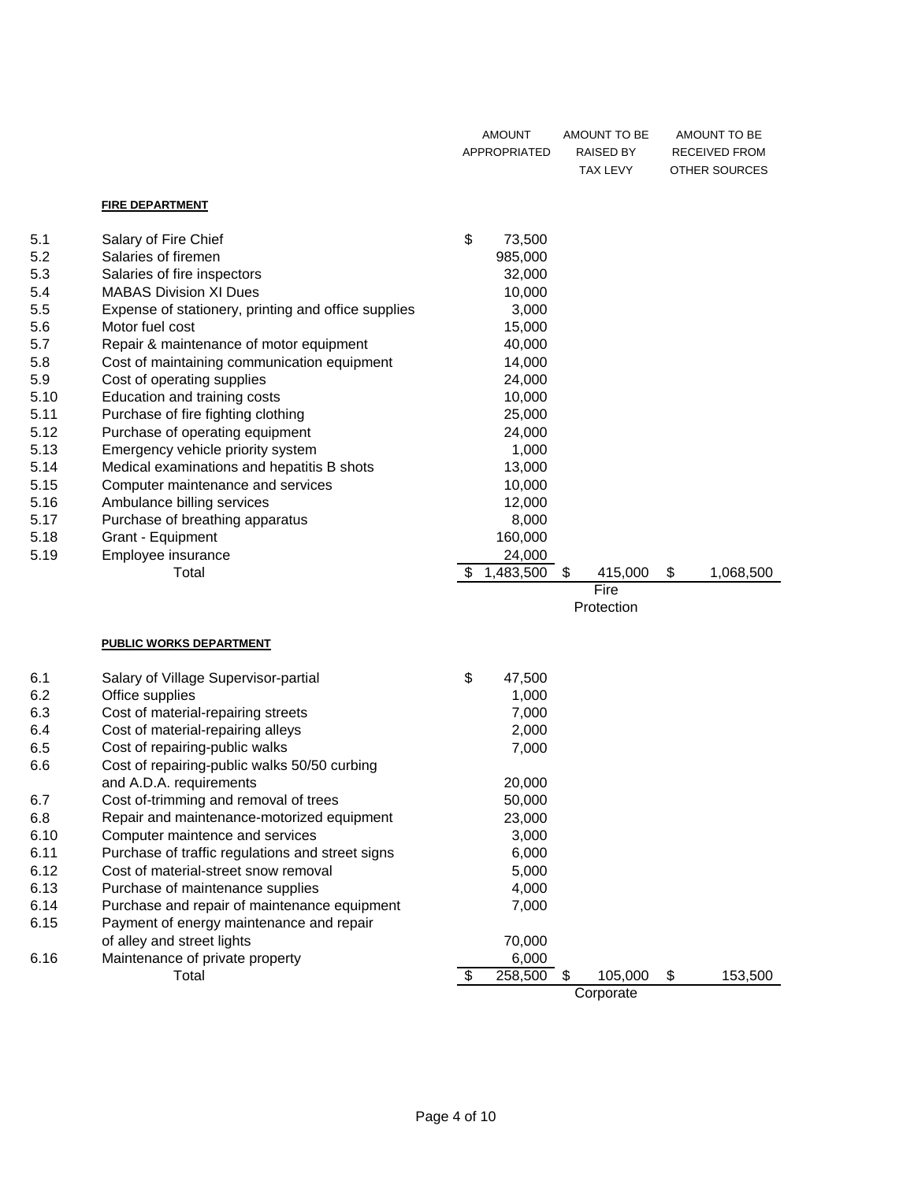| | | AMOUNT APPROPRIATED | AMOUNT TO BE RAISED BY TAX LEVY | AMOUNT TO BE RECEIVED FROM OTHER SOURCES |
|---|---|---|---|---|
| | **FIRE DEPARTMENT** | | | |
| 5.1 | Salary of Fire Chief | $ 73,500 | | |
| 5.2 | Salaries of firemen | 985,000 | | |
| 5.3 | Salaries of fire inspectors | 32,000 | | |
| 5.4 | MABAS Division XI Dues | 10,000 | | |
| 5.5 | Expense of stationery, printing and office supplies | 3,000 | | |
| 5.6 | Motor fuel cost | 15,000 | | |
| 5.7 | Repair & maintenance of motor equipment | 40,000 | | |
| 5.8 | Cost of maintaining communication equipment | 14,000 | | |
| 5.9 | Cost of operating supplies | 24,000 | | |
| 5.10 | Education and training costs | 10,000 | | |
| 5.11 | Purchase of fire fighting clothing | 25,000 | | |
| 5.12 | Purchase of operating equipment | 24,000 | | |
| 5.13 | Emergency vehicle priority system | 1,000 | | |
| 5.14 | Medical examinations and hepatitis B shots | 13,000 | | |
| 5.15 | Computer maintenance and services | 10,000 | | |
| 5.16 | Ambulance billing services | 12,000 | | |
| 5.17 | Purchase of breathing apparatus | 8,000 | | |
| 5.18 | Grant - Equipment | 160,000 | | |
| 5.19 | Employee insurance | 24,000 | | |
| | Total | $ 1,483,500 | $ 415,000 | $ 1,068,500 |
| | | | Fire Protection | |
| | **PUBLIC WORKS DEPARTMENT** | | | |
| 6.1 | Salary of Village Supervisor-partial | $ 47,500 | | |
| 6.2 | Office supplies | 1,000 | | |
| 6.3 | Cost of material-repairing streets | 7,000 | | |
| 6.4 | Cost of material-repairing alleys | 2,000 | | |
| 6.5 | Cost of repairing-public walks | 7,000 | | |
| 6.6 | Cost of repairing-public walks 50/50 curbing and A.D.A. requirements | 20,000 | | |
| 6.7 | Cost of-trimming and removal of trees | 50,000 | | |
| 6.8 | Repair and maintenance-motorized equipment | 23,000 | | |
| 6.10 | Computer maintence and services | 3,000 | | |
| 6.11 | Purchase of traffic regulations and street signs | 6,000 | | |
| 6.12 | Cost of material-street snow removal | 5,000 | | |
| 6.13 | Purchase of maintenance supplies | 4,000 | | |
| 6.14 | Purchase and repair of maintenance equipment | 7,000 | | |
| 6.15 | Payment of energy maintenance and repair of alley and street lights | 70,000 | | |
| 6.16 | Maintenance of private property | 6,000 | | |
| | Total | $ 258,500 | $ 105,000 | $ 153,500 |
| | | | Corporate | |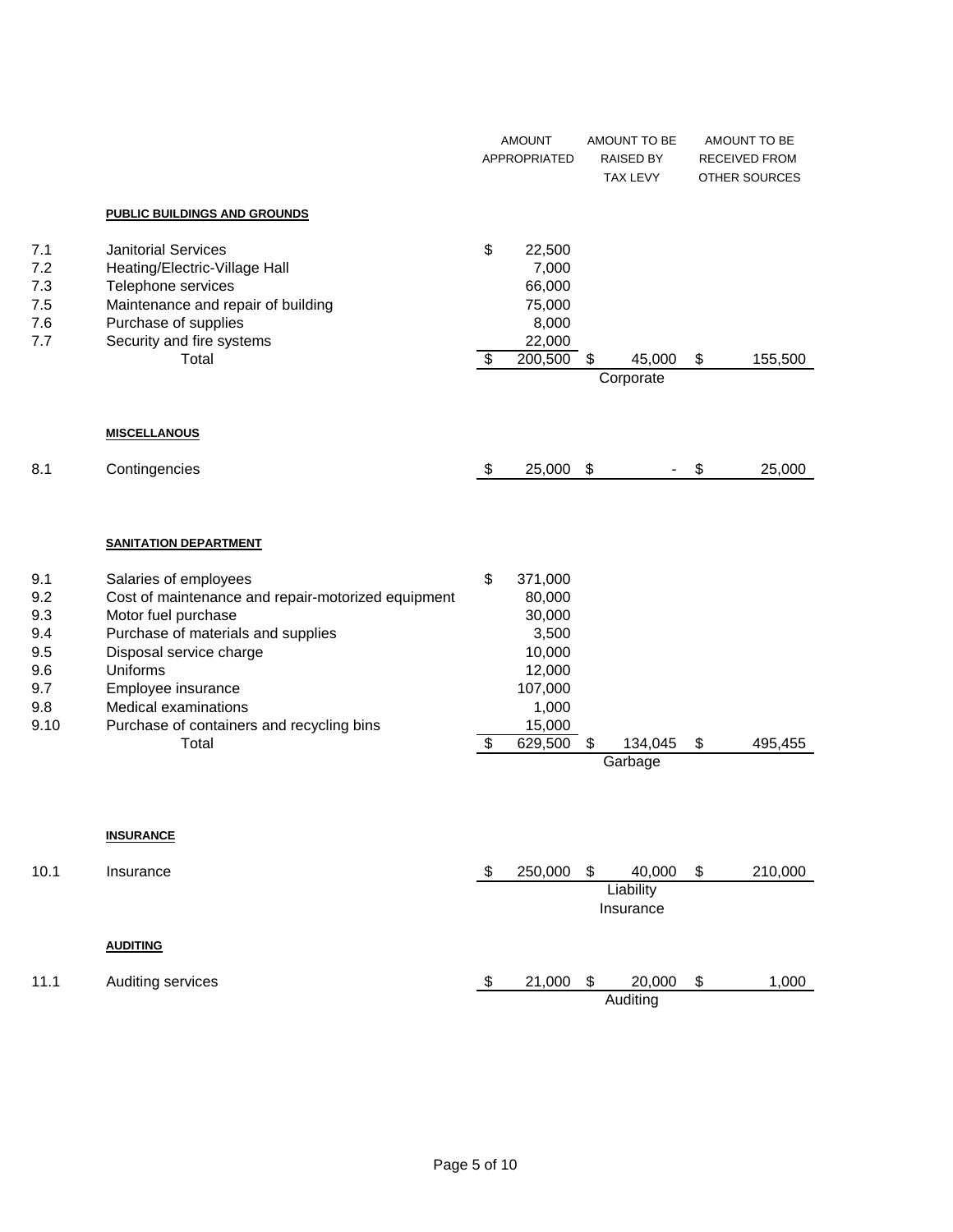| | | AMOUNT APPROPRIATED | AMOUNT TO BE RAISED BY TAX LEVY | AMOUNT TO BE RECEIVED FROM OTHER SOURCES |
|---|---|---|---|---|
| | **PUBLIC BUILDINGS AND GROUNDS** | | | |
| 7.1 | Janitorial Services | $ 22,500 | | |
| 7.2 | Heating/Electric-Village Hall | 7,000 | | |
| 7.3 | Telephone services | 66,000 | | |
| 7.5 | Maintenance and repair of building | 75,000 | | |
| 7.6 | Purchase of supplies | 8,000 | | |
| 7.7 | Security and fire systems | 22,000 | | |
| | Total | $ 200,500 | $ 45,000 | $ 155,500 |
| | | | Corporate | |
| | **MISCELLANOUS** | | | |
| 8.1 | Contingencies | $ 25,000 | $ - | $ 25,000 |
| | **SANITATION DEPARTMENT** | | | |
| 9.1 | Salaries of employees | $ 371,000 | | |
| 9.2 | Cost of maintenance and repair-motorized equipment | 80,000 | | |
| 9.3 | Motor fuel purchase | 30,000 | | |
| 9.4 | Purchase of materials and supplies | 3,500 | | |
| 9.5 | Disposal service charge | 10,000 | | |
| 9.6 | Uniforms | 12,000 | | |
| 9.7 | Employee insurance | 107,000 | | |
| 9.8 | Medical examinations | 1,000 | | |
| 9.10 | Purchase of containers and recycling bins | 15,000 | | |
| | Total | $ 629,500 | $ 134,045 | $ 495,455 |
| | | | Garbage | |
| | **INSURANCE** | | | |
| 10.1 | Insurance | $ 250,000 | $ 40,000 | $ 210,000 |
| | | | Liability Insurance | |
| | **AUDITING** | | | |
| 11.1 | Auditing services | $ 21,000 | $ 20,000 | $ 1,000 |
| | | | Auditing | |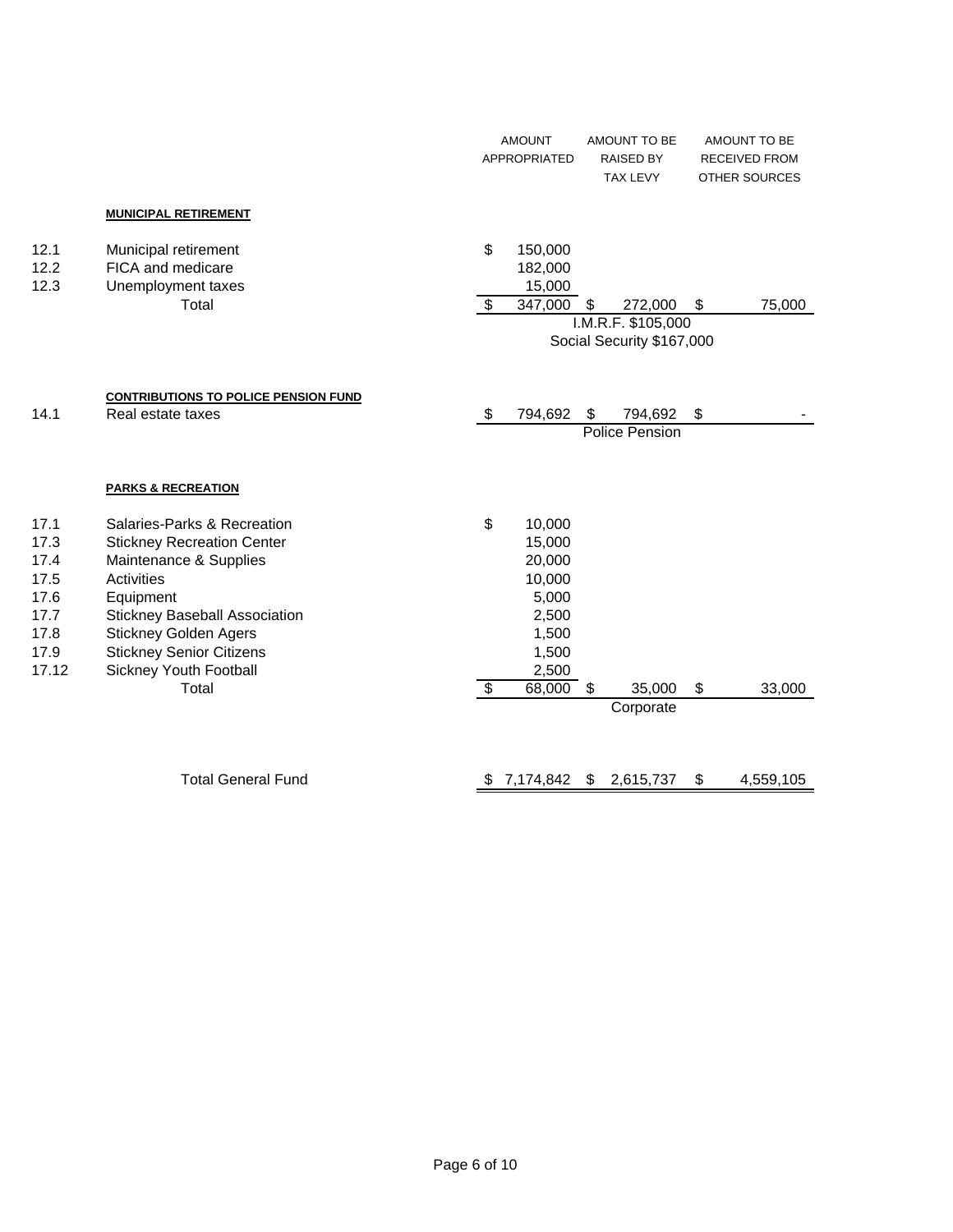| | | AMOUNT APPROPRIATED | AMOUNT TO BE RAISED BY TAX LEVY | AMOUNT TO BE RECEIVED FROM OTHER SOURCES |
|---|---|---|---|---|
| | **MUNICIPAL RETIREMENT** | | | |
| 12.1 | Municipal retirement | $ 150,000 | | |
| 12.2 | FICA and medicare | 182,000 | | |
| 12.3 | Unemployment taxes | 15,000 | | |
| | Total | $ 347,000 | $ 272,000 | $ 75,000 |
| | | | I.M.R.F. $105,000 | |
| | | | Social Security $167,000 | |
| | **CONTRIBUTIONS TO POLICE PENSION FUND** | | | |
| 14.1 | Real estate taxes | $ 794,692 | $ 794,692 | $ - |
| | | | Police Pension | |
| | **PARKS & RECREATION** | | | |
| 17.1 | Salaries-Parks & Recreation | $ 10,000 | | |
| 17.3 | Stickney Recreation Center | 15,000 | | |
| 17.4 | Maintenance & Supplies | 20,000 | | |
| 17.5 | Activities | 10,000 | | |
| 17.6 | Equipment | 5,000 | | |
| 17.7 | Stickney Baseball Association | 2,500 | | |
| 17.8 | Stickney Golden Agers | 1,500 | | |
| 17.9 | Stickney Senior Citizens | 1,500 | | |
| 17.12 | Sickney Youth Football | 2,500 | | |
| | Total | $ 68,000 | $ 35,000 | $ 33,000 |
| | | | Corporate | |
| | Total General Fund | $ 7,174,842 | $ 2,615,737 | $ 4,559,105 |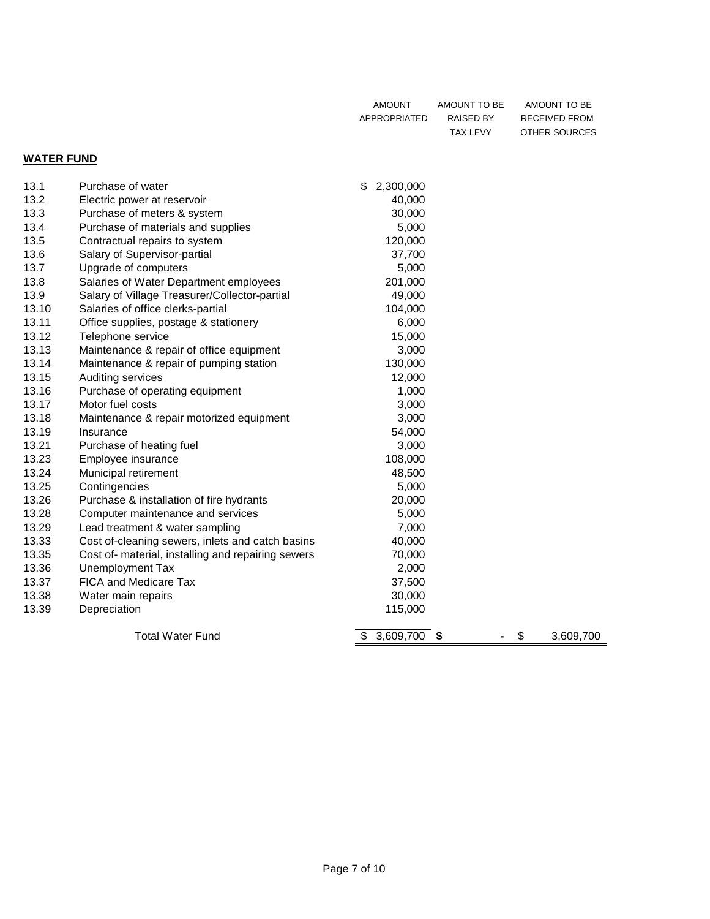| | | AMOUNT APPROPRIATED | AMOUNT TO BE RAISED BY TAX LEVY | AMOUNT TO BE RECEIVED FROM OTHER SOURCES |
|---|---|---|---|---|
| **WATER FUND** | | | | |
| 13.1 | Purchase of water | $ 2,300,000 | | |
| 13.2 | Electric power at reservoir | 40,000 | | |
| 13.3 | Purchase of meters & system | 30,000 | | |
| 13.4 | Purchase of materials and supplies | 5,000 | | |
| 13.5 | Contractual repairs to system | 120,000 | | |
| 13.6 | Salary of Supervisor-partial | 37,700 | | |
| 13.7 | Upgrade of computers | 5,000 | | |
| 13.8 | Salaries of Water Department employees | 201,000 | | |
| 13.9 | Salary of Village Treasurer/Collector-partial | 49,000 | | |
| 13.10 | Salaries of office clerks-partial | 104,000 | | |
| 13.11 | Office supplies, postage & stationery | 6,000 | | |
| 13.12 | Telephone service | 15,000 | | |
| 13.13 | Maintenance & repair of office equipment | 3,000 | | |
| 13.14 | Maintenance & repair of pumping station | 130,000 | | |
| 13.15 | Auditing services | 12,000 | | |
| 13.16 | Purchase of operating equipment | 1,000 | | |
| 13.17 | Motor fuel costs | 3,000 | | |
| 13.18 | Maintenance & repair motorized equipment | 3,000 | | |
| 13.19 | Insurance | 54,000 | | |
| 13.21 | Purchase of heating fuel | 3,000 | | |
| 13.23 | Employee insurance | 108,000 | | |
| 13.24 | Municipal retirement | 48,500 | | |
| 13.25 | Contingencies | 5,000 | | |
| 13.26 | Purchase & installation of fire hydrants | 20,000 | | |
| 13.28 | Computer maintenance and services | 5,000 | | |
| 13.29 | Lead treatment & water sampling | 7,000 | | |
| 13.33 | Cost of-cleaning sewers, inlets and catch basins | 40,000 | | |
| 13.35 | Cost of- material, installing and repairing sewers | 70,000 | | |
| 13.36 | Unemployment Tax | 2,000 | | |
| 13.37 | FICA and Medicare Tax | 37,500 | | |
| 13.38 | Water main repairs | 30,000 | | |
| 13.39 | Depreciation | 115,000 | | |
| | Total Water Fund | $ 3,609,700 | **$ -** | $ 3,609,700 |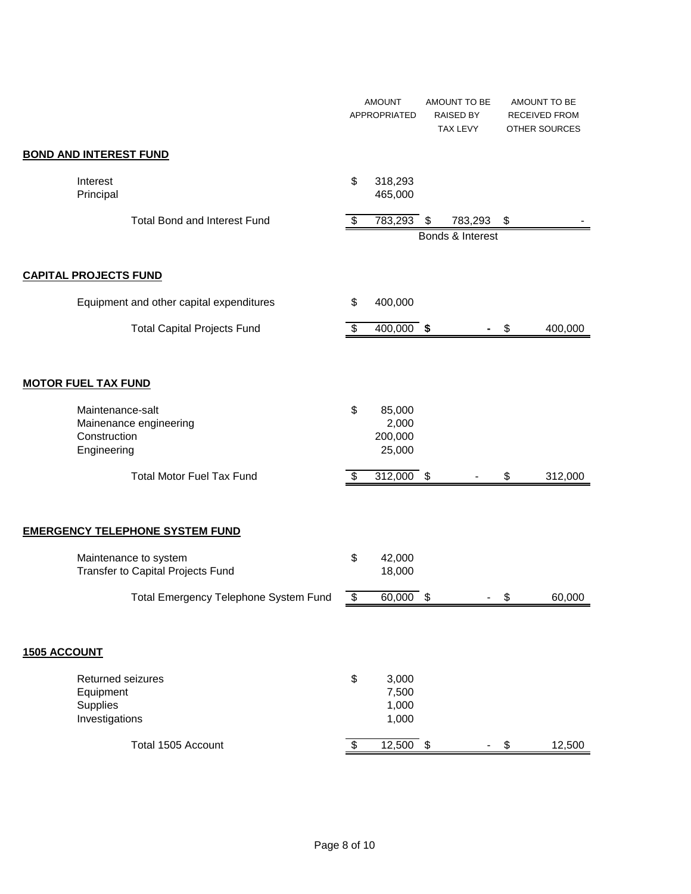| | AMOUNT APPROPRIATED | AMOUNT TO BE RAISED BY TAX LEVY | AMOUNT TO BE RECEIVED FROM OTHER SOURCES |
|---|---|---|---|
| **BOND AND INTEREST FUND** | | | |
| Interest | $ 318,293 | | |
| Principal | 465,000 | | |
| Total Bond and Interest Fund | $ 783,293 | $ 783,293 | $ - |
| | | Bonds & Interest | |
| **CAPITAL PROJECTS FUND** | | | |
| Equipment and other capital expenditures | $ 400,000 | | |
| Total Capital Projects Fund | $ 400,000 | **$ -** | $ 400,000 |
| **MOTOR FUEL TAX FUND** | | | |
| Maintenance-salt | $ 85,000 | | |
| Mainenance engineering | 2,000 | | |
| Construction | 200,000 | | |
| Engineering | 25,000 | | |
| Total Motor Fuel Tax Fund | $ 312,000 | $ - | $ 312,000 |
| **EMERGENCY TELEPHONE SYSTEM FUND** | | | |
| Maintenance to system | $ 42,000 | | |
| Transfer to Capital Projects Fund | 18,000 | | |
| Total Emergency Telephone System Fund | $ 60,000 | $ - | $ 60,000 |
| **1505 ACCOUNT** | | | |
| Returned seizures | $ 3,000 | | |
| Equipment | 7,500 | | |
| Supplies | 1,000 | | |
| Investigations | 1,000 | | |
| Total 1505 Account | $ 12,500 | $ - | $ 12,500 |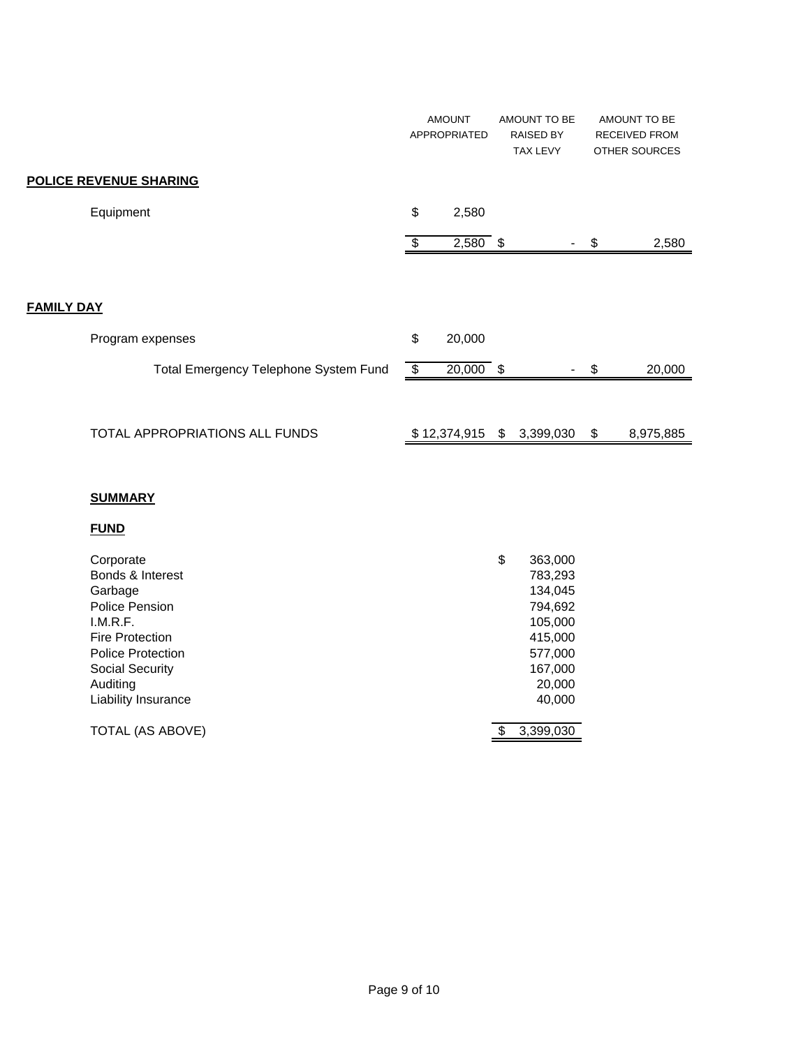| | AMOUNT APPROPRIATED | AMOUNT TO BE RAISED BY TAX LEVY | AMOUNT TO BE RECEIVED FROM OTHER SOURCES |
|---|---|---|---|
| **POLICE REVENUE SHARING** | | | |
| Equipment | $ 2,580 | | |
| | $ 2,580 | $ - | $ 2,580 |
| **FAMILY DAY** | | | |
| Program expenses | $ 20,000 | | |
| Total Emergency Telephone System Fund | $ 20,000 | $ - | $ 20,000 |
| TOTAL APPROPRIATIONS ALL FUNDS | $ 12,374,915 | $ 3,399,030 | $ 8,975,885 |

**SUMMARY**

| **FUND** | |
|---|---|
| Corporate | $ 363,000 |
| Bonds & Interest | 783,293 |
| Garbage | 134,045 |
| Police Pension | 794,692 |
| I.M.R.F. | 105,000 |
| Fire Protection | 415,000 |
| Police Protection | 577,000 |
| Social Security | 167,000 |
| Auditing | 20,000 |
| Liability Insurance | 40,000 |
| TOTAL (AS ABOVE) | $ 3,399,030 |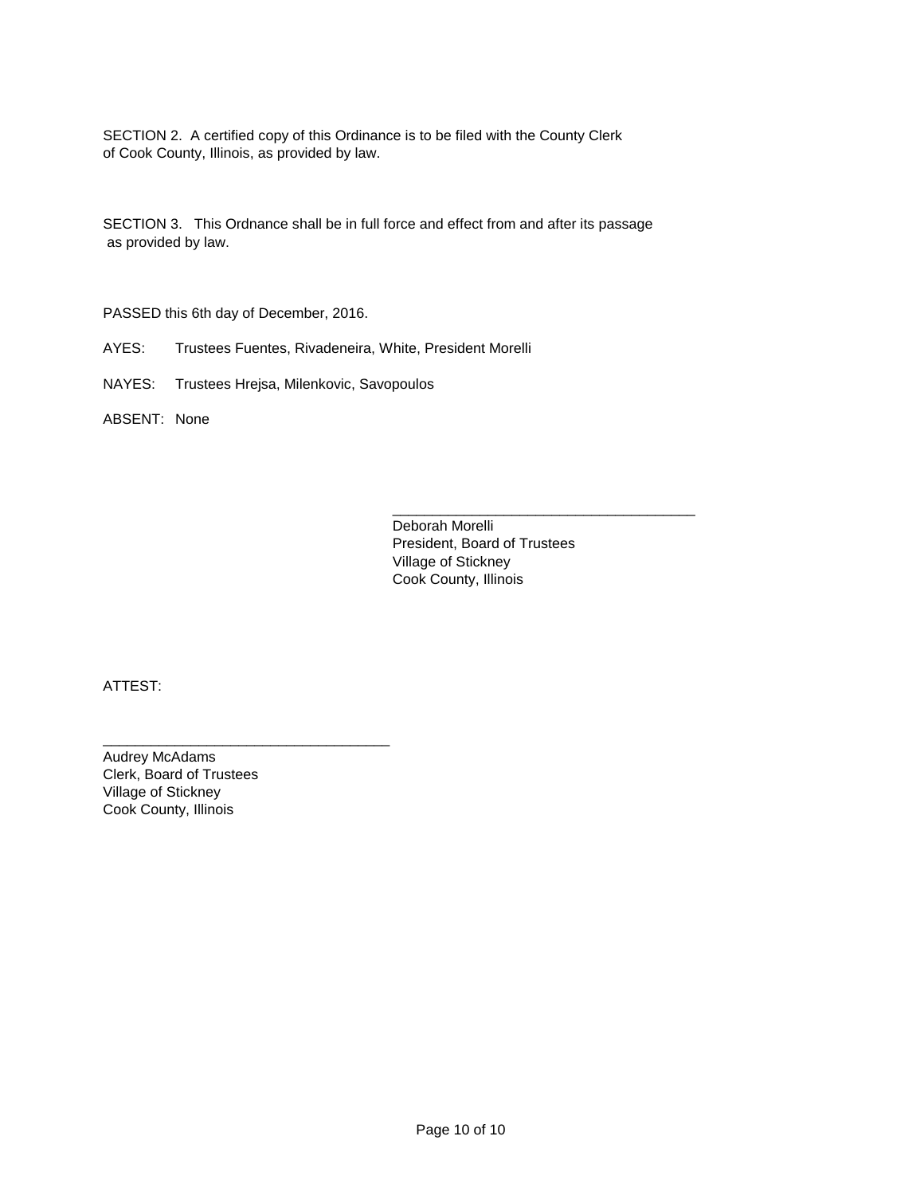SECTION 2. A certified copy of this Ordinance is to be filed with the County Clerk of Cook County, Illinois, as provided by law.

SECTION 3. This Ordnance shall be in full force and effect from and after its passage as provided by law.

PASSED this 6th day of December, 2016.

AYES: Trustees Fuentes, Rivadeneira, White, President Morelli

NAYES: Trustees Hrejsa, Milenkovic, Savopoulos

ABSENT: None

\_\_\_\_\_\_\_\_\_\_\_\_\_\_\_\_\_\_\_\_\_\_\_\_\_\_\_\_\_\_\_\_\_\_\_\_\_\_\_\_
Deborah Morelli
President, Board of Trustees
Village of Stickney
Cook County, Illinois

ATTEST:

\_\_\_\_\_\_\_\_\_\_\_\_\_\_\_\_\_\_\_\_\_\_\_\_\_\_\_\_\_\_\_\_\_\_\_\_\_\_\_\_
Audrey McAdams
Clerk, Board of Trustees
Village of Stickney
Cook County, Illinois